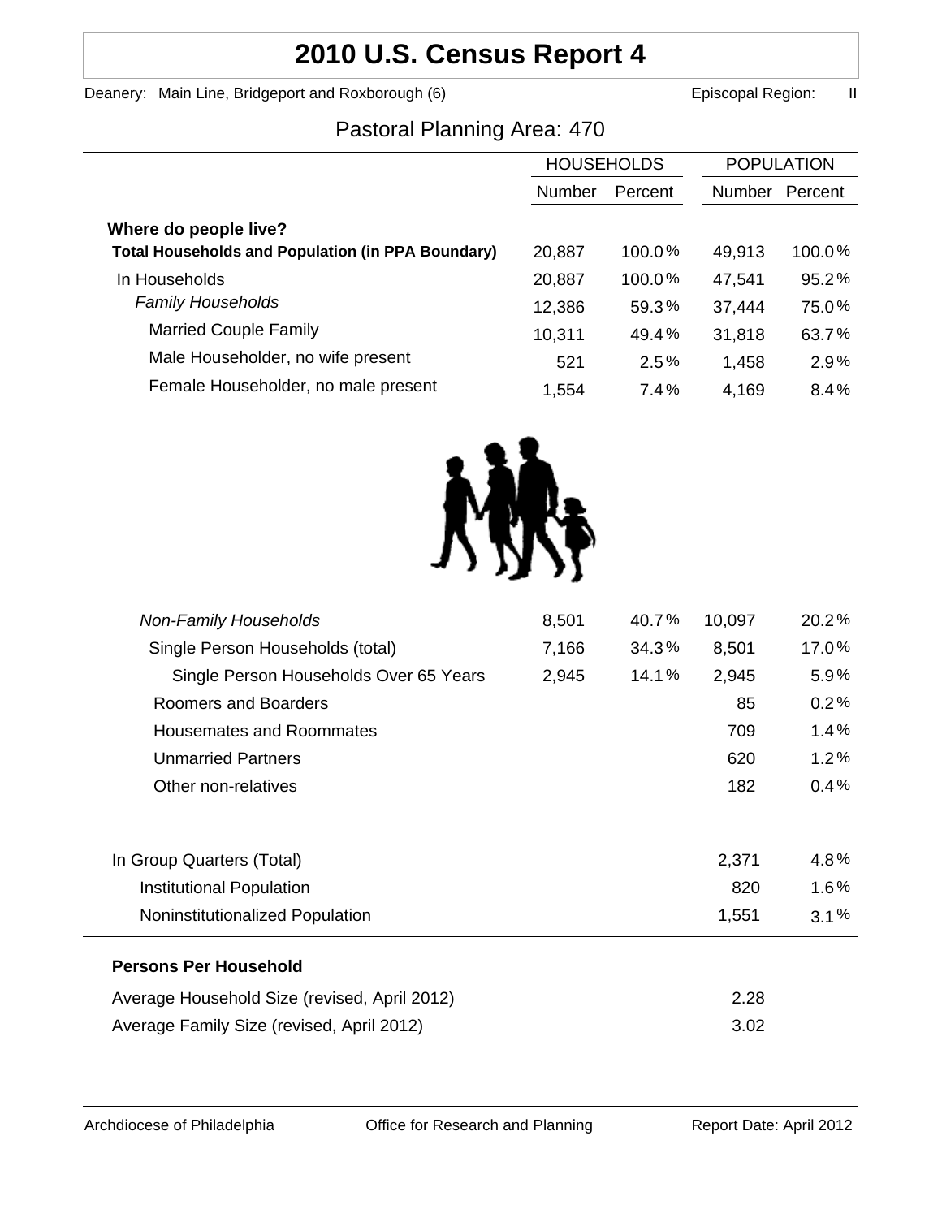# 2010 U.S. Census Report 4

Deanery: Main Line, Bridgeport and Roxborough (6) Episcopal Region: II

## Pastoral Planning Area: 470

| | HOUSEHOLDS | | POPULATION | |
|---|---|---|---|---|
| | Number | Percent | Number | Percent |
| **Where do people live?** | | | | |
| **Total Households and Population (in PPA Boundary)** | 20,887 | 100.0 % | 49,913 | 100.0 % |
| In Households | 20,887 | 100.0 % | 47,541 | 95.2 % |
| *Family Households* | 12,386 | 59.3 % | 37,444 | 75.0 % |
| Married Couple Family | 10,311 | 49.4 % | 31,818 | 63.7 % |
| Male Householder, no wife present | 521 | 2.5 % | 1,458 | 2.9 % |
| Female Householder, no male present | 1,554 | 7.4 % | 4,169 | 8.4 % |
| *Non-Family Households* | 8,501 | 40.7 % | 10,097 | 20.2 % |
| Single Person Households (total) | 7,166 | 34.3 % | 8,501 | 17.0 % |
| Single Person Households Over 65 Years | 2,945 | 14.1 % | 2,945 | 5.9 % |
| Roomers and Boarders | | | 85 | 0.2 % |
| Housemates and Roommates | | | 709 | 1.4 % |
| Unmarried Partners | | | 620 | 1.2 % |
| Other non-relatives | | | 182 | 0.4 % |
| In Group Quarters (Total) | | | 2,371 | 4.8 % |
| Institutional Population | | | 820 | 1.6 % |
| Noninstitutionalized Population | | | 1,551 | 3.1 % |

**Persons Per Household**

| | |
|---|---|
| Average Household Size (revised, April 2012) | 2.28 |
| Average Family Size (revised, April 2012) | 3.02 |

Archdiocese of Philadelphia Office for Research and Planning Report Date: April 2012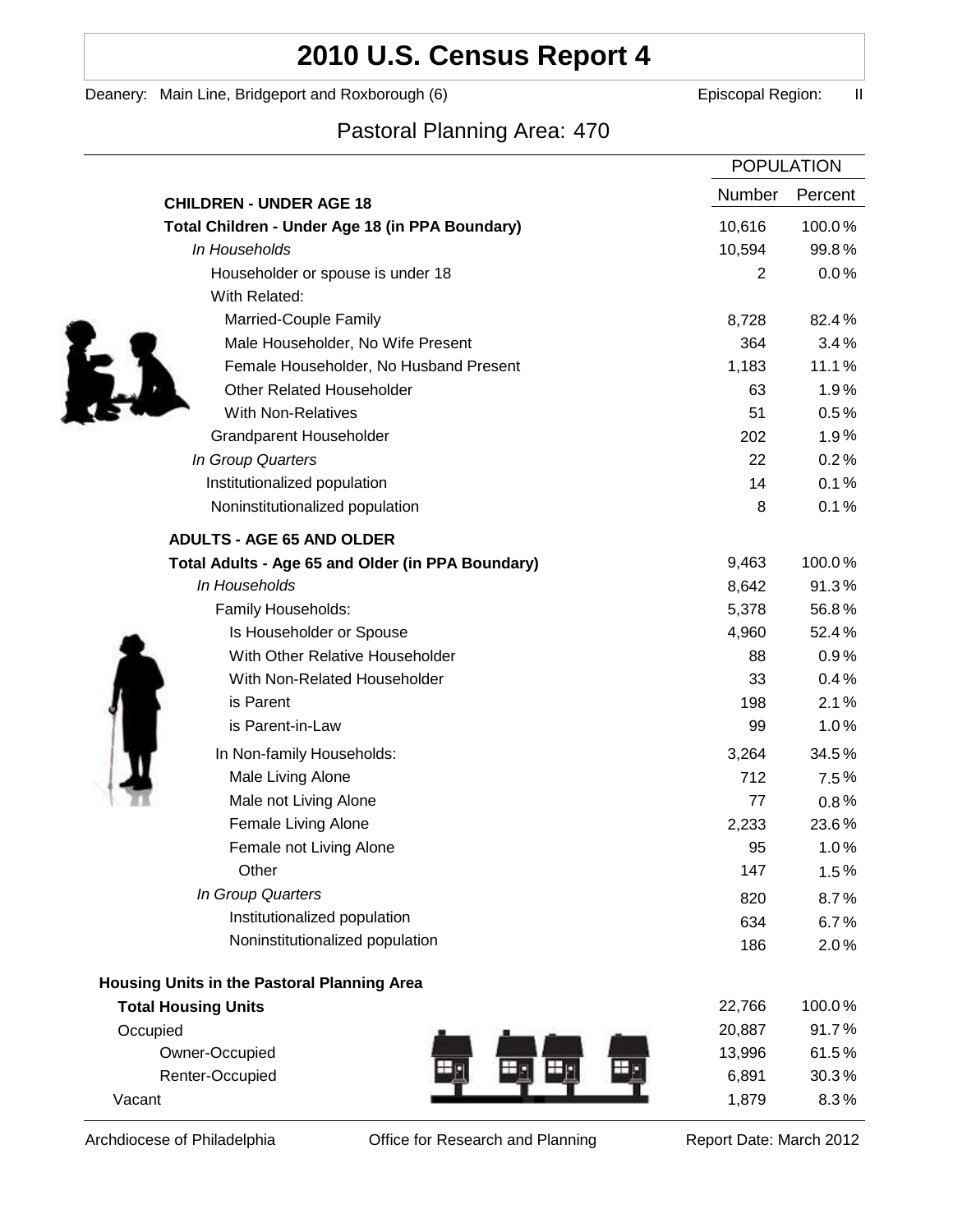# 2010 U.S. Census Report 4

Deanery: Main Line, Bridgeport and Roxborough (6) Episcopal Region: II

## Pastoral Planning Area: 470

| | POPULATION | |
|---|---|---|
| **CHILDREN - UNDER AGE 18** | Number | Percent |
| **Total Children - Under Age 18 (in PPA Boundary)** | 10,616 | 100.0% |
| *In Households* | 10,594 | 99.8% |
| Householder or spouse is under 18 | 2 | 0.0% |
| With Related: | | |
| Married-Couple Family | 8,728 | 82.4% |
| Male Householder, No Wife Present | 364 | 3.4% |
| Female Householder, No Husband Present | 1,183 | 11.1% |
| Other Related Householder | 63 | 1.9% |
| With Non-Relatives | 51 | 0.5% |
| Grandparent Householder | 202 | 1.9% |
| *In Group Quarters* | 22 | 0.2% |
| Institutionalized population | 14 | 0.1% |
| Noninstitutionalized population | 8 | 0.1% |
| **ADULTS - AGE 65 AND OLDER** | | |
| **Total Adults - Age 65 and Older (in PPA Boundary)** | 9,463 | 100.0% |
| *In Households* | 8,642 | 91.3% |
| Family Households: | 5,378 | 56.8% |
| Is Householder or Spouse | 4,960 | 52.4% |
| With Other Relative Householder | 88 | 0.9% |
| With Non-Related Householder | 33 | 0.4% |
| is Parent | 198 | 2.1% |
| is Parent-in-Law | 99 | 1.0% |
| In Non-family Households: | 3,264 | 34.5% |
| Male Living Alone | 712 | 7.5% |
| Male not Living Alone | 77 | 0.8% |
| Female Living Alone | 2,233 | 23.6% |
| Female not Living Alone | 95 | 1.0% |
| Other | 147 | 1.5% |
| *In Group Quarters* | 820 | 8.7% |
| Institutionalized population | 634 | 6.7% |
| Noninstitutionalized population | 186 | 2.0% |
| **Housing Units in the Pastoral Planning Area** | | |
| **Total Housing Units** | 22,766 | 100.0% |
| Occupied | 20,887 | 91.7% |
| Owner-Occupied | 13,996 | 61.5% |
| Renter-Occupied | 6,891 | 30.3% |
| Vacant | 1,879 | 8.3% |

Archdiocese of Philadelphia Office for Research and Planning Report Date: March 2012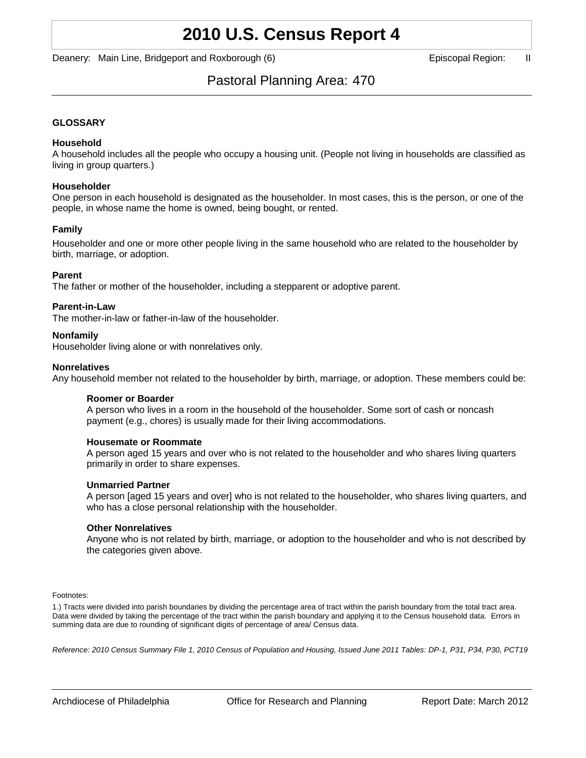# 2010 U.S. Census Report 4

Deanery: Main Line, Bridgeport and Roxborough (6) Episcopal Region: II

## Pastoral Planning Area: 470

**GLOSSARY**

**Household**
A household includes all the people who occupy a housing unit. (People not living in households are classified as living in group quarters.)

**Householder**
One person in each household is designated as the householder. In most cases, this is the person, or one of the people, in whose name the home is owned, being bought, or rented.

**Family**
Householder and one or more other people living in the same household who are related to the householder by birth, marriage, or adoption.

**Parent**
The father or mother of the householder, including a stepparent or adoptive parent.

**Parent-in-Law**
The mother-in-law or father-in-law of the householder.

**Nonfamily**
Householder living alone or with nonrelatives only.

**Nonrelatives**
Any household member not related to the householder by birth, marriage, or adoption. These members could be:

> **Roomer or Boarder**
> A person who lives in a room in the household of the householder. Some sort of cash or noncash payment (e.g., chores) is usually made for their living accommodations.
>
> **Housemate or Roommate**
> A person aged 15 years and over who is not related to the householder and who shares living quarters primarily in order to share expenses.
>
> **Unmarried Partner**
> A person [aged 15 years and over] who is not related to the householder, who shares living quarters, and who has a close personal relationship with the householder.
>
> **Other Nonrelatives**
> Anyone who is not related by birth, marriage, or adoption to the householder and who is not described by the categories given above.

Footnotes:

1.) Tracts were divided into parish boundaries by dividing the percentage area of tract within the parish boundary from the total tract area. Data were divided by taking the percentage of the tract within the parish boundary and applying it to the Census household data. Errors in summing data are due to rounding of significant digits of percentage of area/ Census data.

*Reference: 2010 Census Summary File 1, 2010 Census of Population and Housing, Issued June 2011 Tables: DP-1, P31, P34, P30, PCT19*

Archdiocese of Philadelphia Office for Research and Planning Report Date: March 2012